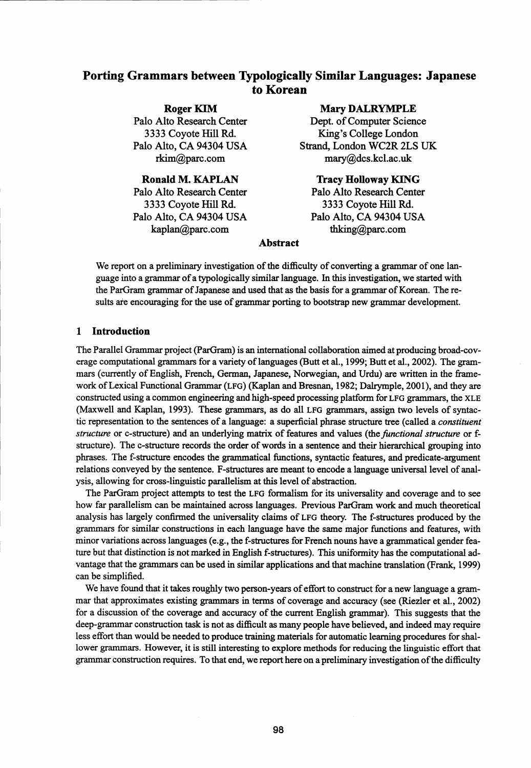# Porting Grammars between Typologically Similar Languages: Japanese to Korean

**Roger KIM**
Palo Alto Research Center
3333 Coyote Hill Rd.
Palo Alto, CA 94304 USA
rkim@parc.com

**Mary DALRYMPLE**
Dept. of Computer Science
King's College London
Strand, London WC2R 2LS UK
mary@dcs.kcl.ac.uk

**Ronald M. KAPLAN**
Palo Alto Research Center
3333 Coyote Hill Rd.
Palo Alto, CA 94304 USA
kaplan@parc.com

**Tracy Holloway KING**
Palo Alto Research Center
3333 Coyote Hill Rd.
Palo Alto, CA 94304 USA
thking@parc.com

## Abstract

We report on a preliminary investigation of the difficulty of converting a grammar of one language into a grammar of a typologically similar language. In this investigation, we started with the ParGram grammar of Japanese and used that as the basis for a grammar of Korean. The results are encouraging for the use of grammar porting to bootstrap new grammar development.

## 1 Introduction

The Parallel Grammar project (ParGram) is an international collaboration aimed at producing broad-coverage computational grammars for a variety of languages (Butt et al., 1999; Butt et al., 2002). The grammars (currently of English, French, German, Japanese, Norwegian, and Urdu) are written in the framework of Lexical Functional Grammar (LFG) (Kaplan and Bresnan, 1982; Dalrymple, 2001), and they are constructed using a common engineering and high-speed processing platform for LFG grammars, the XLE (Maxwell and Kaplan, 1993). These grammars, as do all LFG grammars, assign two levels of syntactic representation to the sentences of a language: a superficial phrase structure tree (called a *constituent structure* or c-structure) and an underlying matrix of features and values (the *functional structure* or f-structure). The c-structure records the order of words in a sentence and their hierarchical grouping into phrases. The f-structure encodes the grammatical functions, syntactic features, and predicate-argument relations conveyed by the sentence. F-structures are meant to encode a language universal level of analysis, allowing for cross-linguistic parallelism at this level of abstraction.

The ParGram project attempts to test the LFG formalism for its universality and coverage and to see how far parallelism can be maintained across languages. Previous ParGram work and much theoretical analysis has largely confirmed the universality claims of LFG theory. The f-structures produced by the grammars for similar constructions in each language have the same major functions and features, with minor variations across languages (e.g., the f-structures for French nouns have a grammatical gender feature but that distinction is not marked in English f-structures). This uniformity has the computational advantage that the grammars can be used in similar applications and that machine translation (Frank, 1999) can be simplified.

We have found that it takes roughly two person-years of effort to construct for a new language a grammar that approximates existing grammars in terms of coverage and accuracy (see (Riezler et al., 2002) for a discussion of the coverage and accuracy of the current English grammar). This suggests that the deep-grammar construction task is not as difficult as many people have believed, and indeed may require less effort than would be needed to produce training materials for automatic learning procedures for shallower grammars. However, it is still interesting to explore methods for reducing the linguistic effort that grammar construction requires. To that end, we report here on a preliminary investigation of the difficulty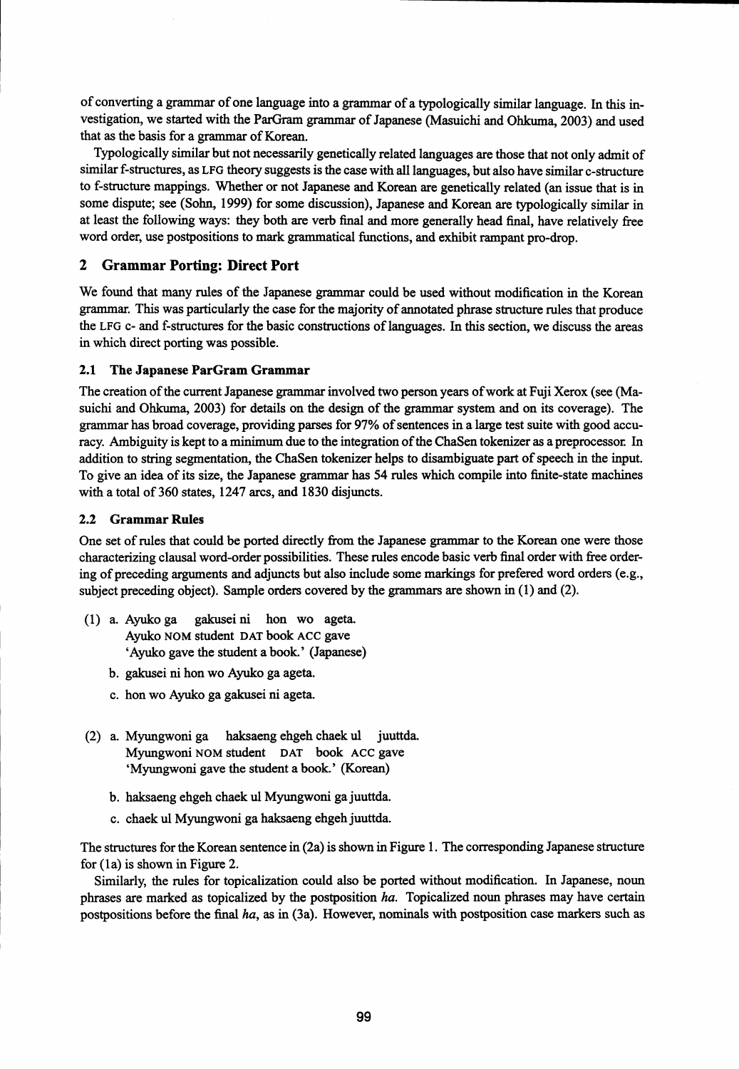of converting a grammar of one language into a grammar of a typologically similar language. In this investigation, we started with the ParGram grammar of Japanese (Masuichi and Ohkuma, 2003) and used that as the basis for a grammar of Korean.

Typologically similar but not necessarily genetically related languages are those that not only admit of similar f-structures, as LFG theory suggests is the case with all languages, but also have similar c-structure to f-structure mappings. Whether or not Japanese and Korean are genetically related (an issue that is in some dispute; see (Sohn, 1999) for some discussion), Japanese and Korean are typologically similar in at least the following ways: they both are verb final and more generally head final, have relatively free word order, use postpositions to mark grammatical functions, and exhibit rampant pro-drop.

## 2 Grammar Porting: Direct Port

We found that many rules of the Japanese grammar could be used without modification in the Korean grammar. This was particularly the case for the majority of annotated phrase structure rules that produce the LFG c- and f-structures for the basic constructions of languages. In this section, we discuss the areas in which direct porting was possible.

### 2.1 The Japanese ParGram Grammar

The creation of the current Japanese grammar involved two person years of work at Fuji Xerox (see (Masuichi and Ohkuma, 2003) for details on the design of the grammar system and on its coverage). The grammar has broad coverage, providing parses for 97% of sentences in a large test suite with good accuracy. Ambiguity is kept to a minimum due to the integration of the ChaSen tokenizer as a preprocessor. In addition to string segmentation, the ChaSen tokenizer helps to disambiguate part of speech in the input. To give an idea of its size, the Japanese grammar has 54 rules which compile into finite-state machines with a total of 360 states, 1247 arcs, and 1830 disjuncts.

### 2.2 Grammar Rules

One set of rules that could be ported directly from the Japanese grammar to the Korean one were those characterizing clausal word-order possibilities. These rules encode basic verb final order with free ordering of preceding arguments and adjuncts but also include some markings for prefered word orders (e.g., subject preceding object). Sample orders covered by the grammars are shown in (1) and (2).

(1) a. Ayuko ga gakusei ni hon wo ageta.
    Ayuko NOM student DAT book ACC gave
    'Ayuko gave the student a book.' (Japanese)

    b. gakusei ni hon wo Ayuko ga ageta.

    c. hon wo Ayuko ga gakusei ni ageta.

(2) a. Myungwoni ga haksaeng ehgeh chaek ul juuttda.
    Myungwoni NOM student DAT book ACC gave
    'Myungwoni gave the student a book.' (Korean)

    b. haksaeng ehgeh chaek ul Myungwoni ga juuttda.

    c. chaek ul Myungwoni ga haksaeng ehgeh juuttda.

The structures for the Korean sentence in (2a) is shown in Figure 1. The corresponding Japanese structure for (1a) is shown in Figure 2.

Similarly, the rules for topicalization could also be ported without modification. In Japanese, noun phrases are marked as topicalized by the postposition *ha*. Topicalized noun phrases may have certain postpositions before the final *ha*, as in (3a). However, nominals with postposition case markers such as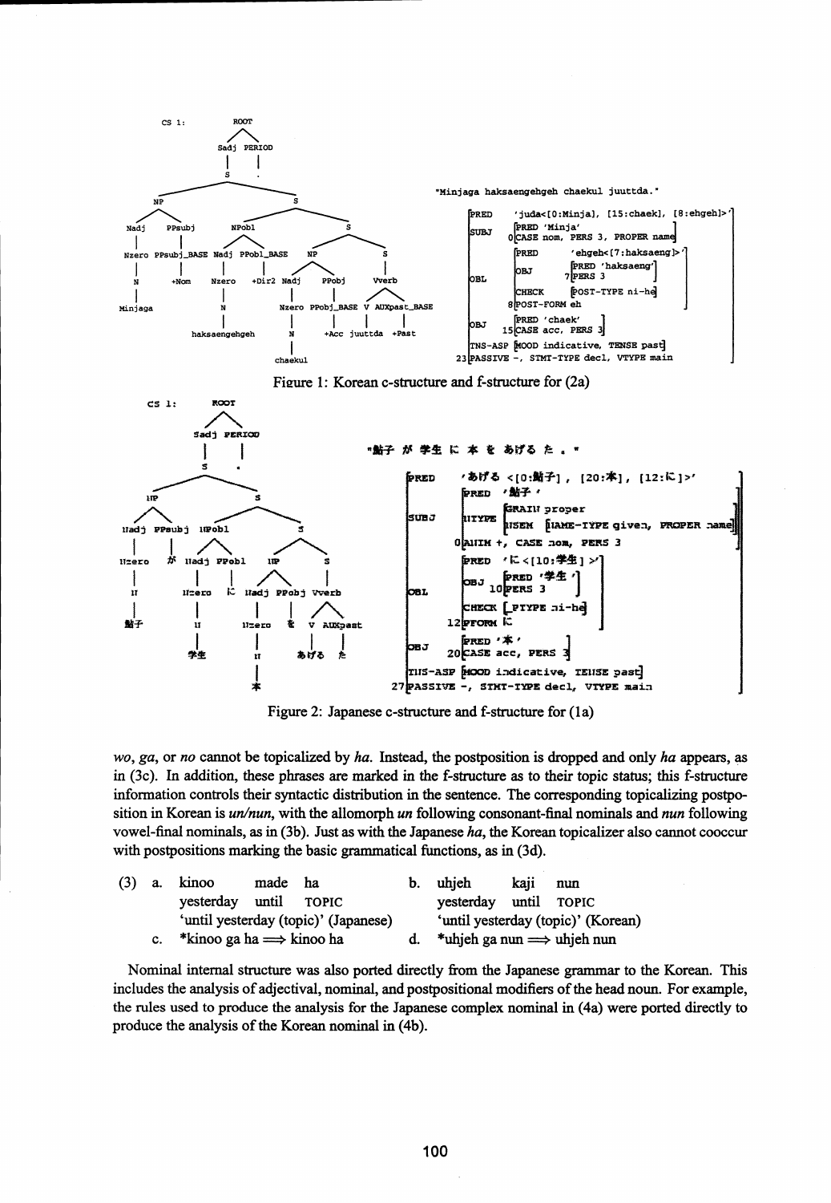Figure 1: Korean c-structure and f-structure for (2a)

Figure 2: Japanese c-structure and f-structure for (1a)

*wo*, *ga*, or *no* cannot be topicalized by *ha*. Instead, the postposition is dropped and only *ha* appears, as in (3c). In addition, these phrases are marked in the f-structure as to their topic status; this f-structure information controls their syntactic distribution in the sentence. The corresponding topicalizing postposition in Korean is *un/nun*, with the allomorph *un* following consonant-final nominals and *nun* following vowel-final nominals, as in (3b). Just as with the Japanese *ha*, the Korean topicalizer also cannot cooccur with postpositions marking the basic grammatical functions, as in (3d).

(3) a. kinoo made ha
yesterday until TOPIC
'until yesterday (topic)' (Japanese)

b. uhjeh kaji nun
yesterday until TOPIC
'until yesterday (topic)' (Korean)

c. *kinoo ga ha ⟹ kinoo ha

d. *uhjeh ga nun ⟹ uhjeh nun

Nominal internal structure was also ported directly from the Japanese grammar to the Korean. This includes the analysis of adjectival, nominal, and postpositional modifiers of the head noun. For example, the rules used to produce the analysis for the Japanese complex nominal in (4a) were ported directly to produce the analysis of the Korean nominal in (4b).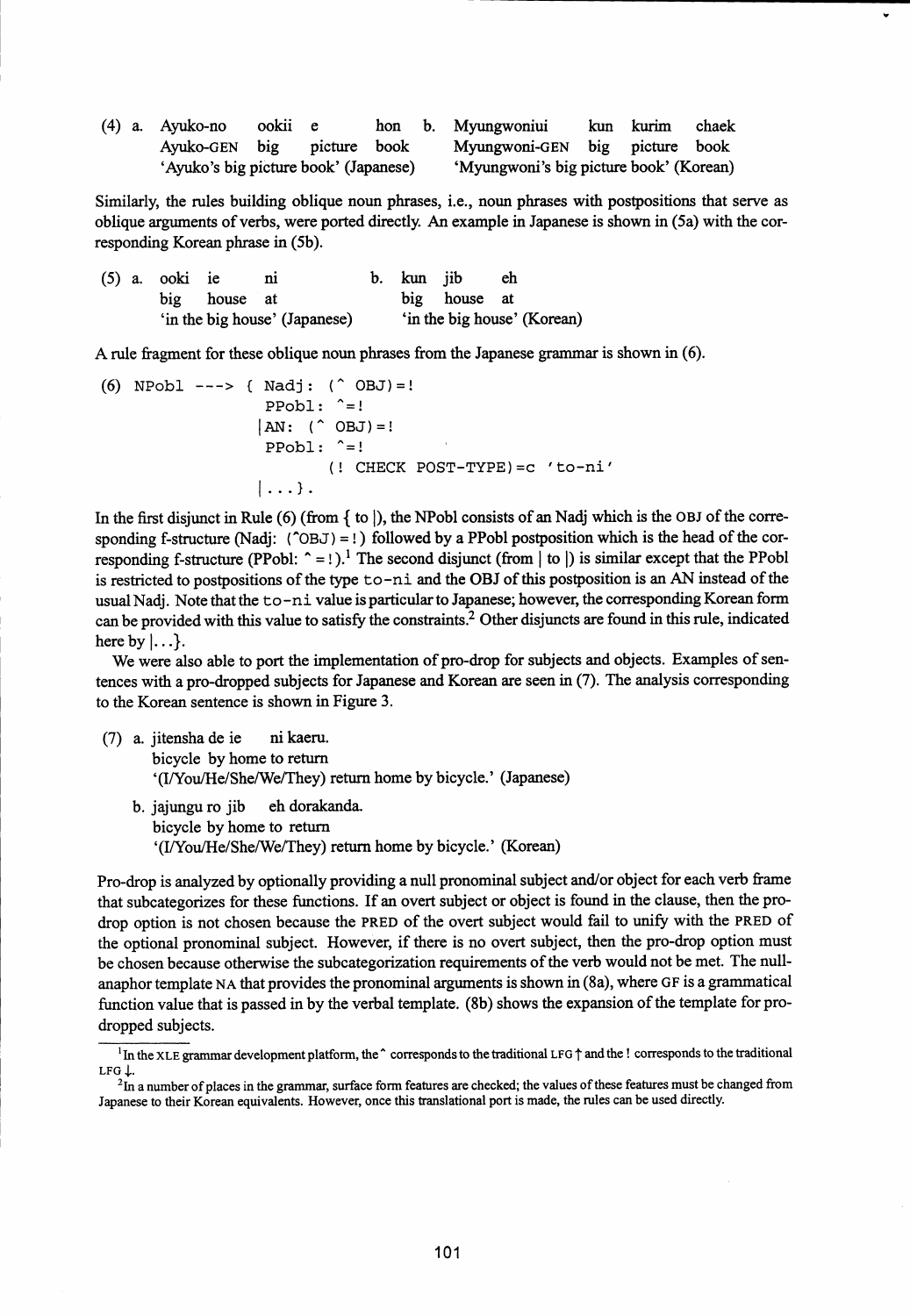(4) a. Ayuko-no ookii e hon  
  Ayuko-GEN big picture book  
  'Ayuko's big picture book' (Japanese)

b. Myungwoniui kun kurim chaek  
  Myungwoni-GEN big picture book  
  'Myungwoni's big picture book' (Korean)

Similarly, the rules building oblique noun phrases, i.e., noun phrases with postpositions that serve as oblique arguments of verbs, were ported directly. An example in Japanese is shown in (5a) with the corresponding Korean phrase in (5b).

(5) a. ooki ie ni  
  big house at  
  'in the big house' (Japanese)

b. kun jib eh  
  big house at  
  'in the big house' (Korean)

A rule fragment for these oblique noun phrases from the Japanese grammar is shown in (6).

```
(6) NPobl ---> { Nadj: (^ OBJ)=!
                 PPobl: ^=!
                |AN: (^ OBJ)=!
                 PPobl: ^=!
                        (! CHECK POST-TYPE)=c 'to-ni'
                |...}.
```

In the first disjunct in Rule (6) (from { to |), the NPobl consists of an Nadj which is the OBJ of the corresponding f-structure (Nadj: (^OBJ) = !) followed by a PPobl postposition which is the head of the corresponding f-structure (PPobl: ^ = !).[1] The second disjunct (from | to |) is similar except that the PPobl is restricted to postpositions of the type `to-ni` and the OBJ of this postposition is an AN instead of the usual Nadj. Note that the `to-ni` value is particular to Japanese; however, the corresponding Korean form can be provided with this value to satisfy the constraints.[2] Other disjuncts are found in this rule, indicated here by |...}.

We were also able to port the implementation of pro-drop for subjects and objects. Examples of sentences with a pro-dropped subjects for Japanese and Korean are seen in (7). The analysis corresponding to the Korean sentence is shown in Figure 3.

(7) a. jitensha de ie ni kaeru.  
  bicycle by home to return  
  '(I/You/He/She/We/They) return home by bicycle.' (Japanese)

b. jajungu ro jib eh dorakanda.  
  bicycle by home to return  
  '(I/You/He/She/We/They) return home by bicycle.' (Korean)

Pro-drop is analyzed by optionally providing a null pronominal subject and/or object for each verb frame that subcategorizes for these functions. If an overt subject or object is found in the clause, then the pro-drop option is not chosen because the PRED of the overt subject would fail to unify with the PRED of the optional pronominal subject. However, if there is no overt subject, then the pro-drop option must be chosen because otherwise the subcategorization requirements of the verb would not be met. The null-anaphor template NA that provides the pronominal arguments is shown in (8a), where GF is a grammatical function value that is passed in by the verbal template. (8b) shows the expansion of the template for pro-dropped subjects.

---

[1] In the XLE grammar development platform, the ^ corresponds to the traditional LFG $\uparrow$ and the ! corresponds to the traditional LFG $\downarrow$.

[2] In a number of places in the grammar, surface form features are checked; the values of these features must be changed from Japanese to their Korean equivalents. However, once this translational port is made, the rules can be used directly.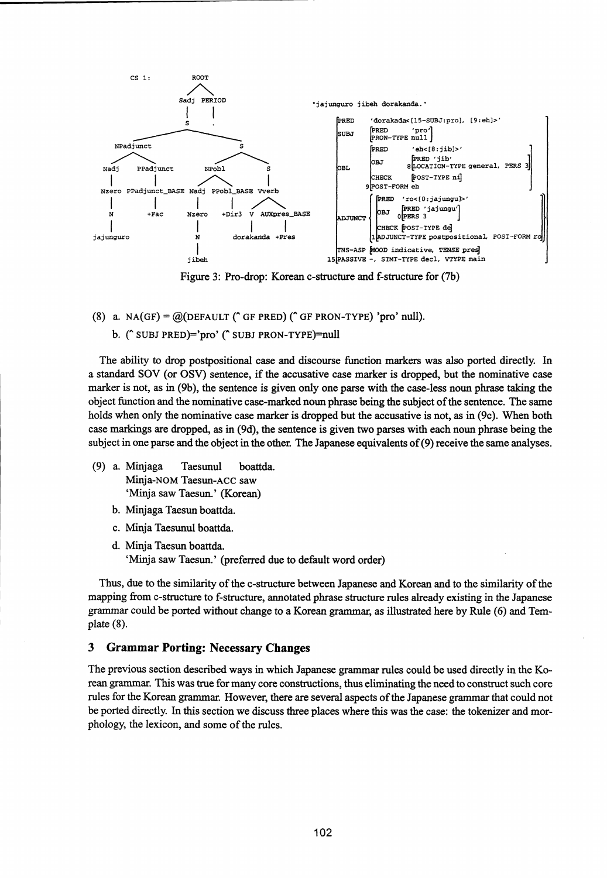```
CS 1:                    ROOT
                        /    \
                    Sadj    PERIOD
                     |        |
                     S        .
              _______|_______
             /               \
      NPadjunct               S
       /      \            /     \
    Nadj    PPadjunct    NPobl      S
     |         |         /   \      |
   Nzero  PPadjunct_BASE Nadj PPobl_BASE Vverb
     |         |          |      |     /    \
     N        +Fac      Nzero  +Dir3  V   AUXpres_BASE
     |                    |           |       |
 jajunguro                N      dorakanda  +Pres
                          |
                        jibeh
```

```
"jajunguro jibeh dorakanda."

PRED    'dorakada<[15-SUBJ:pro], [9:eh]>'
SUBJ    [PRED 'pro'
         PRON-TYPE null]
OBL     [PRED 'eh<[8:jib]>'
         OBJ   8[PRED 'jib'
                 LOCATION-TYPE general, PERS 3]
         CHECK [POST-TYPE ni]
       9 POST-FORM eh]
ADJUNCT { [PRED 'ro<[0:jajungu]>'
           OBJ   0[PRED 'jajungu'
                   PERS 3]
           CHECK [POST-TYPE de]
         1 ADJUNCT-TYPE postpositional, POST-FORM ro] }
TNS-ASP [MOOD indicative, TENSE pres]
15 PASSIVE -, STMT-TYPE decl, VTYPE main
```

Figure 3: Pro-drop: Korean c-structure and f-structure for (7b)

(8) a. NA(GF) = @(DEFAULT (^ GF PRED) (^ GF PRON-TYPE) 'pro' null).

b. (^ SUBJ PRED)='pro' (^ SUBJ PRON-TYPE)=null

The ability to drop postpositional case and discourse function markers was also ported directly. In a standard SOV (or OSV) sentence, if the accusative case marker is dropped, but the nominative case marker is not, as in (9b), the sentence is given only one parse with the case-less noun phrase taking the object function and the nominative case-marked noun phrase being the subject of the sentence. The same holds when only the nominative case marker is dropped but the accusative is not, as in (9c). When both case markings are dropped, as in (9d), the sentence is given two parses with each noun phrase being the subject in one parse and the object in the other. The Japanese equivalents of (9) receive the same analyses.

(9) a. Minjaga Taesunul boattda.
Minja-NOM Taesun-ACC saw
'Minja saw Taesun.' (Korean)

b. Minjaga Taesun boattda.

c. Minja Taesunul boattda.

d. Minja Taesun boattda.
'Minja saw Taesun.' (preferred due to default word order)

Thus, due to the similarity of the c-structure between Japanese and Korean and to the similarity of the mapping from c-structure to f-structure, annotated phrase structure rules already existing in the Japanese grammar could be ported without change to a Korean grammar, as illustrated here by Rule (6) and Template (8).

## 3 Grammar Porting: Necessary Changes

The previous section described ways in which Japanese grammar rules could be used directly in the Korean grammar. This was true for many core constructions, thus eliminating the need to construct such core rules for the Korean grammar. However, there are several aspects of the Japanese grammar that could not be ported directly. In this section we discuss three places where this was the case: the tokenizer and morphology, the lexicon, and some of the rules.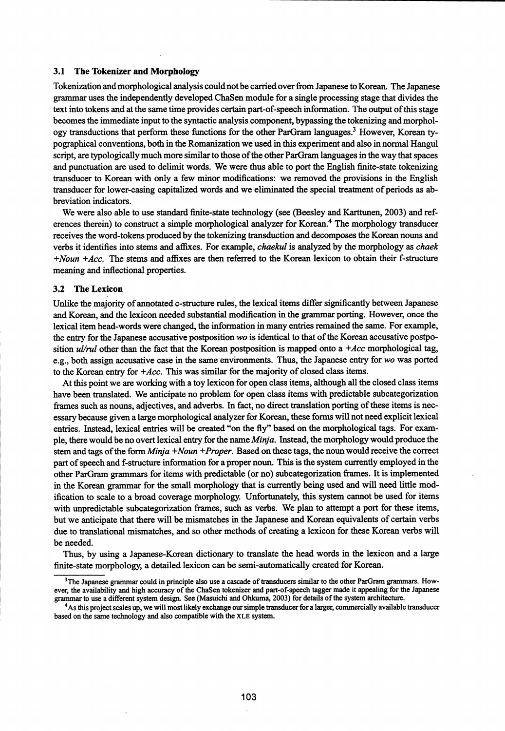### 3.1 The Tokenizer and Morphology

Tokenization and morphological analysis could not be carried over from Japanese to Korean. The Japanese grammar uses the independently developed ChaSen module for a single processing stage that divides the text into tokens and at the same time provides certain part-of-speech information. The output of this stage becomes the immediate input to the syntactic analysis component, bypassing the tokenizing and morphology transductions that perform these functions for the other ParGram languages.[3] However, Korean typographical conventions, both in the Romanization we used in this experiment and also in normal Hangul script, are typologically much more similar to those of the other ParGram languages in the way that spaces and punctuation are used to delimit words. We were thus able to port the English finite-state tokenizing transducer to Korean with only a few minor modifications: we removed the provisions in the English transducer for lower-casing capitalized words and we eliminated the special treatment of periods as abbreviation indicators.

We were also able to use standard finite-state technology (see (Beesley and Karttunen, 2003) and references therein) to construct a simple morphological analyzer for Korean.[4] The morphology transducer receives the word-tokens produced by the tokenizing transduction and decomposes the Korean nouns and verbs it identifies into stems and affixes. For example, *chaekul* is analyzed by the morphology as *chaek +Noun +Acc*. The stems and affixes are then referred to the Korean lexicon to obtain their f-structure meaning and inflectional properties.

### 3.2 The Lexicon

Unlike the majority of annotated c-structure rules, the lexical items differ significantly between Japanese and Korean, and the lexicon needed substantial modification in the grammar porting. However, once the lexical item head-words were changed, the information in many entries remained the same. For example, the entry for the Japanese accusative postposition *wo* is identical to that of the Korean accusative postposition *ul/rul* other than the fact that the Korean postposition is mapped onto a *+Acc* morphological tag, e.g., both assign accusative case in the same environments. Thus, the Japanese entry for *wo* was ported to the Korean entry for *+Acc*. This was similar for the majority of closed class items.

At this point we are working with a toy lexicon for open class items, although all the closed class items have been translated. We anticipate no problem for open class items with predictable subcategorization frames such as nouns, adjectives, and adverbs. In fact, no direct translation porting of these items is necessary because given a large morphological analyzer for Korean, these forms will not need explicit lexical entries. Instead, lexical entries will be created "on the fly" based on the morphological tags. For example, there would be no overt lexical entry for the name *Minja*. Instead, the morphology would produce the stem and tags of the form *Minja +Noun +Proper*. Based on these tags, the noun would receive the correct part of speech and f-structure information for a proper noun. This is the system currently employed in the other ParGram grammars for items with predictable (or no) subcategorization frames. It is implemented in the Korean grammar for the small morphology that is currently being used and will need little modification to scale to a broad coverage morphology. Unfortunately, this system cannot be used for items with unpredictable subcategorization frames, such as verbs. We plan to attempt a port for these items, but we anticipate that there will be mismatches in the Japanese and Korean equivalents of certain verbs due to translational mismatches, and so other methods of creating a lexicon for these Korean verbs will be needed.

Thus, by using a Japanese-Korean dictionary to translate the head words in the lexicon and a large finite-state morphology, a detailed lexicon can be semi-automatically created for Korean.

---

[3] The Japanese grammar could in principle also use a cascade of transducers similar to the other ParGram grammars. However, the availability and high accuracy of the ChaSen tokenizer and part-of-speech tagger made it appealing for the Japanese grammar to use a different system design. See (Masuichi and Ohkuma, 2003) for details of the system architecture.

[4] As this project scales up, we will most likely exchange our simple transducer for a larger, commercially available transducer based on the same technology and also compatible with the XLE system.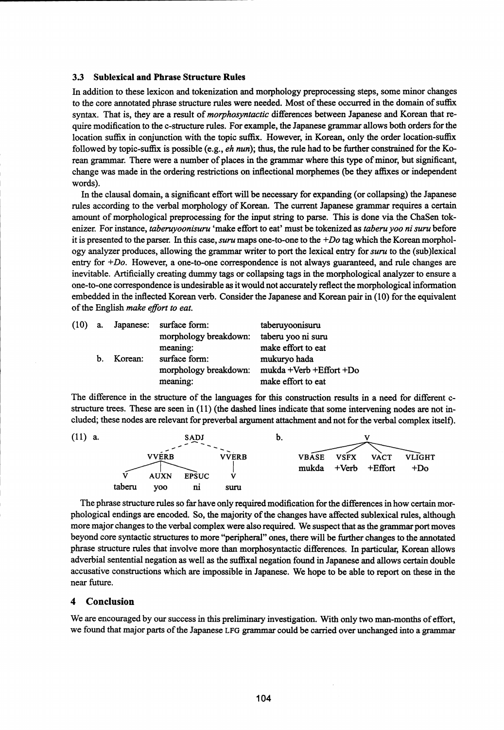### 3.3 Sublexical and Phrase Structure Rules

In addition to these lexicon and tokenization and morphology preprocessing steps, some minor changes to the core annotated phrase structure rules were needed. Most of these occurred in the domain of suffix syntax. That is, they are a result of *morphosyntactic* differences between Japanese and Korean that require modification to the c-structure rules. For example, the Japanese grammar allows both orders for the location suffix in conjunction with the topic suffix. However, in Korean, only the order location-suffix followed by topic-suffix is possible (e.g., *eh nun*); thus, the rule had to be further constrained for the Korean grammar. There were a number of places in the grammar where this type of minor, but significant, change was made in the ordering restrictions on inflectional morphemes (be they affixes or independent words).

In the clausal domain, a significant effort will be necessary for expanding (or collapsing) the Japanese rules according to the verbal morphology of Korean. The current Japanese grammar requires a certain amount of morphological preprocessing for the input string to parse. This is done via the ChaSen tokenizer. For instance, *taberuyoonisuru* 'make effort to eat' must be tokenized as *taberu yoo ni suru* before it is presented to the parser. In this case, *suru* maps one-to-one to the *+Do* tag which the Korean morphology analyzer produces, allowing the grammar writer to port the lexical entry for *suru* to the (sub)lexical entry for *+Do*. However, a one-to-one correspondence is not always guaranteed, and rule changes are inevitable. Artificially creating dummy tags or collapsing tags in the morphological analyzer to ensure a one-to-one correspondence is undesirable as it would not accurately reflect the morphological information embedded in the inflected Korean verb. Consider the Japanese and Korean pair in (10) for the equivalent of the English *make effort to eat*.

| (10) | | | | |
|---|---|---|---|---|
| | a. | Japanese: | surface form: | taberuyoonisuru |
| | | | morphology breakdown: | taberu yoo ni suru |
| | | | meaning: | make effort to eat |
| | b. | Korean: | surface form: | mukuryo hada |
| | | | morphology breakdown: | mukda +Verb +Effort +Do |
| | | | meaning: | make effort to eat |

The difference in the structure of the languages for this construction results in a need for different c-structure trees. These are seen in (11) (the dashed lines indicate that some intervening nodes are not included; these nodes are relevant for preverbal argument attachment and not for the verbal complex itself).

(11) a.

```
                 SADJ
           - - - ^ - - -
        VVERB           VVERB
      /   |   \           |
     V   AUXN  EPSUC      V
  taberu  yoo   ni       suru
```

b.

```
                  V
     /       /        \        \
  VBASE    VSFX      VACT     VLIGHT
  mukda    +Verb    +Effort    +Do
```

The phrase structure rules so far have only required modification for the differences in how certain morphological endings are encoded. So, the majority of the changes have affected sublexical rules, although more major changes to the verbal complex were also required. We suspect that as the grammar port moves beyond core syntactic structures to more "peripheral" ones, there will be further changes to the annotated phrase structure rules that involve more than morphosyntactic differences. In particular, Korean allows adverbial sentential negation as well as the suffixal negation found in Japanese and allows certain double accusative constructions which are impossible in Japanese. We hope to be able to report on these in the near future.

## 4 Conclusion

We are encouraged by our success in this preliminary investigation. With only two man-months of effort, we found that major parts of the Japanese LFG grammar could be carried over unchanged into a grammar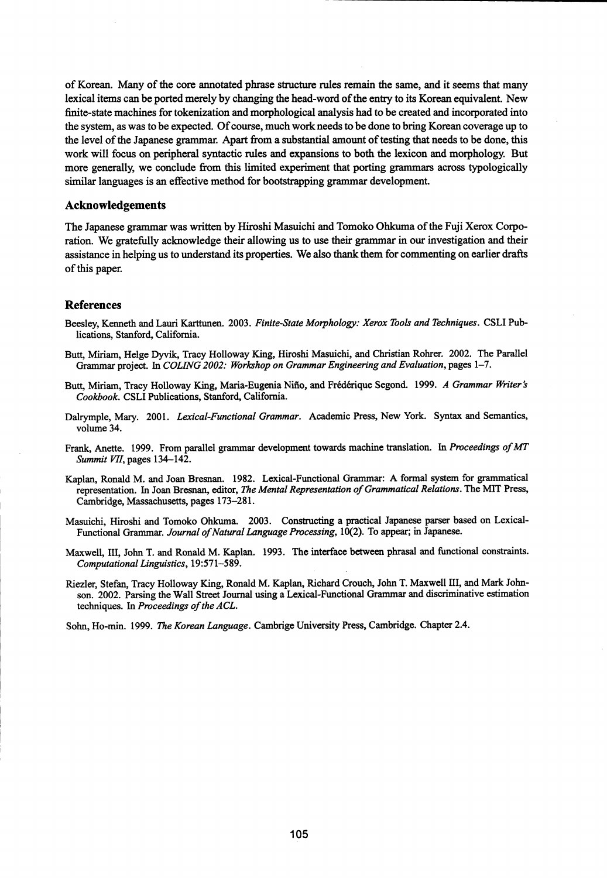of Korean. Many of the core annotated phrase structure rules remain the same, and it seems that many lexical items can be ported merely by changing the head-word of the entry to its Korean equivalent. New finite-state machines for tokenization and morphological analysis had to be created and incorporated into the system, as was to be expected. Of course, much work needs to be done to bring Korean coverage up to the level of the Japanese grammar. Apart from a substantial amount of testing that needs to be done, this work will focus on peripheral syntactic rules and expansions to both the lexicon and morphology. But more generally, we conclude from this limited experiment that porting grammars across typologically similar languages is an effective method for bootstrapping grammar development.

## Acknowledgements

The Japanese grammar was written by Hiroshi Masuichi and Tomoko Ohkuma of the Fuji Xerox Corporation. We gratefully acknowledge their allowing us to use their grammar in our investigation and their assistance in helping us to understand its properties. We also thank them for commenting on earlier drafts of this paper.

## References

Beesley, Kenneth and Lauri Karttunen. 2003. *Finite-State Morphology: Xerox Tools and Techniques*. CSLI Publications, Stanford, California.

Butt, Miriam, Helge Dyvik, Tracy Holloway King, Hiroshi Masuichi, and Christian Rohrer. 2002. The Parallel Grammar project. In *COLING 2002: Workshop on Grammar Engineering and Evaluation*, pages 1–7.

Butt, Miriam, Tracy Holloway King, Maria-Eugenia Niño, and Frédérique Segond. 1999. *A Grammar Writer's Cookbook*. CSLI Publications, Stanford, California.

Dalrymple, Mary. 2001. *Lexical-Functional Grammar*. Academic Press, New York. Syntax and Semantics, volume 34.

Frank, Anette. 1999. From parallel grammar development towards machine translation. In *Proceedings of MT Summit VII*, pages 134–142.

Kaplan, Ronald M. and Joan Bresnan. 1982. Lexical-Functional Grammar: A formal system for grammatical representation. In Joan Bresnan, editor, *The Mental Representation of Grammatical Relations*. The MIT Press, Cambridge, Massachusetts, pages 173–281.

Masuichi, Hiroshi and Tomoko Ohkuma. 2003. Constructing a practical Japanese parser based on Lexical-Functional Grammar. *Journal of Natural Language Processing*, 10(2). To appear; in Japanese.

Maxwell, III, John T. and Ronald M. Kaplan. 1993. The interface between phrasal and functional constraints. *Computational Linguistics*, 19:571–589.

Riezler, Stefan, Tracy Holloway King, Ronald M. Kaplan, Richard Crouch, John T. Maxwell III, and Mark Johnson. 2002. Parsing the Wall Street Journal using a Lexical-Functional Grammar and discriminative estimation techniques. In *Proceedings of the ACL*.

Sohn, Ho-min. 1999. *The Korean Language*. Cambrige University Press, Cambridge. Chapter 2.4.